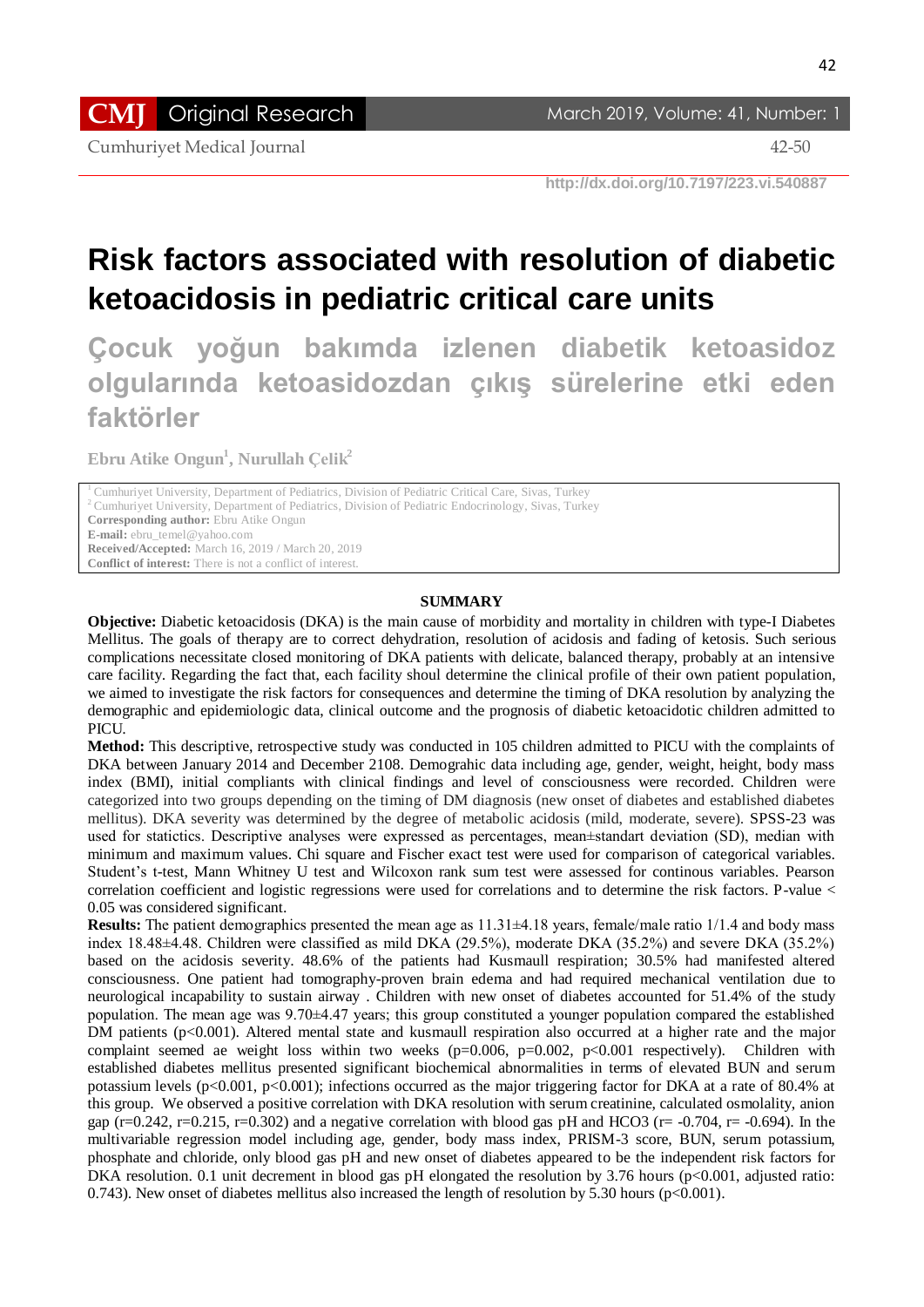# Risk factors associated with resolution of diabetic ketoacidosis in pediatric critical care units

# Çocuk yoğun bakımda izlenen diabetik ketoasidoz olgularında ketoasidozdan çıkış sürelerine etki eden faktörler

**Ebru Atike Ongun[1], Nurullah Çelik[2]**

[1] Cumhuriyet University, Department of Pediatrics, Division of Pediatric Critical Care, Sivas, Turkey
[2] Cumhuriyet University, Department of Pediatrics, Division of Pediatric Endocrinology, Sivas, Turkey
**Corresponding author:** Ebru Atike Ongun
**E-mail:** ebru_temel@yahoo.com
**Received/Accepted:** March 16, 2019 / March 20, 2019
**Conflict of interest:** There is not a conflict of interest.

http://dx.doi.org/10.7197/223.vi.540887

## SUMMARY

**Objective:** Diabetic ketoacidosis (DKA) is the main cause of morbidity and mortality in children with type-I Diabetes Mellitus. The goals of therapy are to correct dehydration, resolution of acidosis and fading of ketosis. Such serious complications necessitate closed monitoring of DKA patients with delicate, balanced therapy, probably at an intensive care facility. Regarding the fact that, each facility shoul determine the clinical profile of their own patient population, we aimed to investigate the risk factors for consequences and determine the timing of DKA resolution by analyzing the demographic and epidemiologic data, clinical outcome and the prognosis of diabetic ketoacidotic children admitted to PICU.

**Method:** This descriptive, retrospective study was conducted in 105 children admitted to PICU with the complaints of DKA between January 2014 and December 2108. Demograhic data including age, gender, weight, height, body mass index (BMI), initial compliants with clinical findings and level of consciousness were recorded. Children were categorized into two groups depending on the timing of DM diagnosis (new onset of diabetes and established diabetes mellitus). DKA severity was determined by the degree of metabolic acidosis (mild, moderate, severe). SPSS-23 was used for statictics. Descriptive analyses were expressed as percentages, mean±standart deviation (SD), median with minimum and maximum values. Chi square and Fischer exact test were used for comparison of categorical variables. Student's t-test, Mann Whitney U test and Wilcoxon rank sum test were assessed for continous variables. Pearson correlation coefficient and logistic regressions were used for correlations and to determine the risk factors. P-value < 0.05 was considered significant.

**Results:** The patient demographics presented the mean age as 11.31±4.18 years, female/male ratio 1/1.4 and body mass index 18.48±4.48. Children were classified as mild DKA (29.5%), moderate DKA (35.2%) and severe DKA (35.2%) based on the acidosis severity. 48.6% of the patients had Kusmaull respiration; 30.5% had manifested altered consciousness. One patient had tomography-proven brain edema and had required mechanical ventilation due to neurological incapability to sustain airway . Children with new onset of diabetes accounted for 51.4% of the study population. The mean age was 9.70±4.47 years; this group constituted a younger population compared the established DM patients (p<0.001). Altered mental state and kusmaull respiration also occurred at a higher rate and the major complaint seemed ae weight loss within two weeks (p=0.006, p=0.002, p<0.001 respectively). Children with established diabetes mellitus presented significant biochemical abnormalities in terms of elevated BUN and serum potassium levels (p<0.001, p<0.001); infections occurred as the major triggering factor for DKA at a rate of 80.4% at this group. We observed a positive correlation with DKA resolution with serum creatinine, calculated osmolality, anion gap (r=0.242, r=0.215, r=0.302) and a negative correlation with blood gas pH and HCO3 (r= -0.704, r= -0.694). In the multivariable regression model including age, gender, body mass index, PRISM-3 score, BUN, serum potassium, phosphate and chloride, only blood gas pH and new onset of diabetes appeared to be the independent risk factors for DKA resolution. 0.1 unit decrement in blood gas pH elongated the resolution by 3.76 hours (p<0.001, adjusted ratio: 0.743). New onset of diabetes mellitus also increased the length of resolution by 5.30 hours (p<0.001).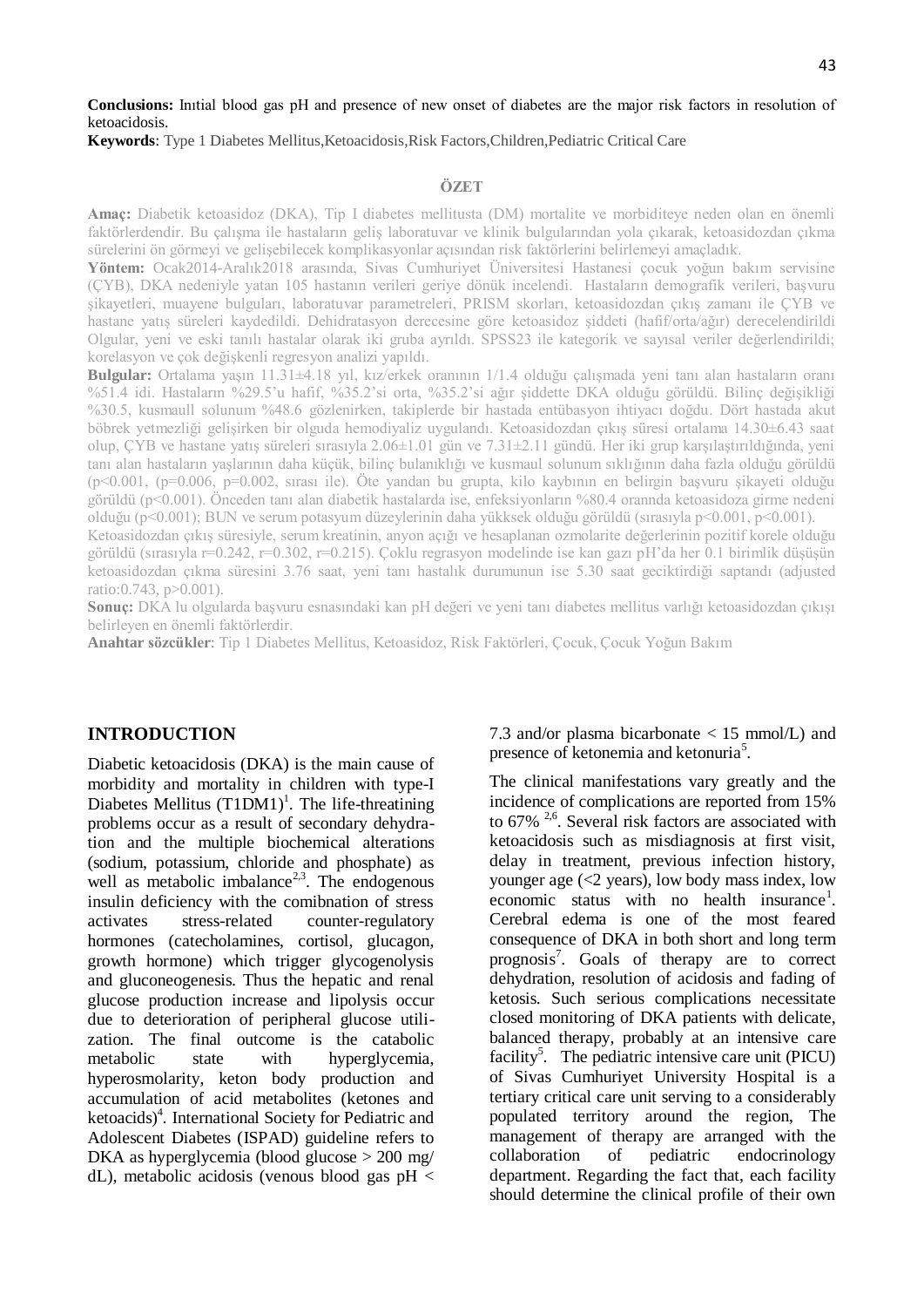**Conclusions:** Inıtial blood gas pH and presence of new onset of diabetes are the major risk factors in resolution of ketoacidosis.

**Keywords**: Type 1 Diabetes Mellitus,Ketoacidosis,Risk Factors,Children,Pediatric Critical Care

## ÖZET

**Amaç:** Diabetik ketoasidoz (DKA), Tip I diabetes mellitusta (DM) mortalite ve morbiditeye neden olan en önemli faktörlerdendir. Bu çalışma ile hastaların geliş laboratuvar ve klinik bulgularından yola çıkarak, ketoasidozdan çıkma sürelerini ön görmeyi ve gelişebilecek komplikasyonlar açısından risk faktörlerini belirlemeyi amaçladık.

**Yöntem:** Ocak2014-Aralık2018 arasında, Sivas Cumhuriyet Üniversitesi Hastanesi çocuk yoğun bakım servisine (ÇYB), DKA nedeniyle yatan 105 hastanın verileri geriye dönük incelendi. Hastaların demografik verileri, başvuru şikayetleri, muayene bulguları, laboratuvar parametreleri, PRISM skorları, ketoasidozdan çıkış zamanı ile ÇYB ve hastane yatış süreleri kaydedildi. Dehidratasyon derecesine göre ketoasidoz şiddeti (hafif/orta/ağır) derecelendirildi Olgular, yeni ve eski tanılı hastalar olarak iki gruba ayrıldı. SPSS23 ile kategorik ve sayısal veriler değerlendirildi; korelasyon ve çok değişkenli regresyon analizi yapıldı.

**Bulgular:** Ortalama yaşın 11.31±4.18 yıl, kız/erkek oranının 1/1.4 olduğu çalışmada yeni tanı alan hastaların oranı %51.4 idi. Hastaların %29.5'u hafif, %35.2'si orta, %35.2'si ağır şiddette DKA olduğu görüldü. Bilinç değişikliği %30.5, kusmaull solunum %48.6 gözlenirken, takiplerde bir hastada entübasyon ihtiyacı doğdu. Dört hastada akut böbrek yetmezliği gelişirken bir olguda hemodiyaliz uygulandı. Ketoasidozdan çıkış süresi ortalama 14.30±6.43 saat olup, ÇYB ve hastane yatış süreleri sırasıyla 2.06±1.01 gün ve 7.31±2.11 gündü. Her iki grup karşılaştırıldığında, yeni tanı alan hastaların yaşlarının daha küçük, bilinç bulanıklığı ve kusmaul solunum sıklığının daha fazla olduğu görüldü ($p<0.001$, ($p=0.006$, $p=0.002$, sırası ile). Öte yandan bu grupta, kilo kaybının en belirgin başvuru şikayeti olduğu görüldü ($p<0.001$). Önceden tanı alan diabetik hastalarda ise, enfeksiyonların %80.4 oranında ketoasidoza girme nedeni olduğu ($p<0.001$); BUN ve serum potasyum düzeylerinin daha yükksek olduğu görüldü (sırasıyla $p<0.001$, $p<0.001$).

Ketoasidozdan çıkış süresiyle, serum kreatinin, anyon açığı ve hesaplanan ozmolarite değerlerinin pozitif korele olduğu görüldü (sırasıyla $r=0.242$, $r=0.302$, $r=0.215$). Çoklu regrasyon modelinde ise kan gazı pH'da her 0.1 birimlik düşüşün ketoasidozdan çıkma süresini 3.76 saat, yeni tanı hastalık durumunun ise 5.30 saat geciktirdiği saptandı (adjusted ratio:0.743, $p>0.001$).

**Sonuç:** DKA lu olgularda başvuru esnasındaki kan pH değeri ve yeni tanı diabetes mellitus varlığı ketoasidozdan çıkışı belirleyen en önemli faktörlerdir.

**Anahtar sözcükler**: Tip 1 Diabetes Mellitus, Ketoasidoz, Risk Faktörleri, Çocuk, Çocuk Yoğun Bakım

## INTRODUCTION

Diabetic ketoacidosis (DKA) is the main cause of morbidity and mortality in children with type-I Diabetes Mellitus (T1DM)[1]. The life-threatining problems occur as a result of secondary dehydration and the multiple biochemical alterations (sodium, potassium, chloride and phosphate) as well as metabolic imbalance[2,3]. The endogenous insulin deficiency with the comibnation of stress activates stress-related counter-regulatory hormones (catecholamines, cortisol, glucagon, growth hormone) which trigger glycogenolysis and gluconeogenesis. Thus the hepatic and renal glucose production increase and lipolysis occur due to deterioration of peripheral glucose utilization. The final outcome is the catabolic metabolic state with hyperglycemia, hyperosmolarity, keton body production and accumulation of acid metabolites (ketones and ketoacids)[4]. International Society for Pediatric and Adolescent Diabetes (ISPAD) guideline refers to DKA as hyperglycemia (blood glucose > 200 mg/dL), metabolic acidosis (venous blood gas pH < 7.3 and/or plasma bicarbonate < 15 mmol/L) and presence of ketonemia and ketonuria[5].

The clinical manifestations vary greatly and the incidence of complications are reported from 15% to 67% [2,6]. Several risk factors are associated with ketoacidosis such as misdiagnosis at first visit, delay in treatment, previous infection history, younger age (<2 years), low body mass index, low economic status with no health insurance[1]. Cerebral edema is one of the most feared consequence of DKA in both short and long term prognosis[7]. Goals of therapy are to correct dehydration, resolution of acidosis and fading of ketosis. Such serious complications necessitate closed monitoring of DKA patients with delicate, balanced therapy, probably at an intensive care facility[5]. The pediatric intensive care unit (PICU) of Sivas Cumhuriyet University Hospital is a tertiary critical care unit serving to a considerably populated territory around the region, The management of therapy are arranged with the collaboration of pediatric endocrinology department. Regarding the fact that, each facility should determine the clinical profile of their own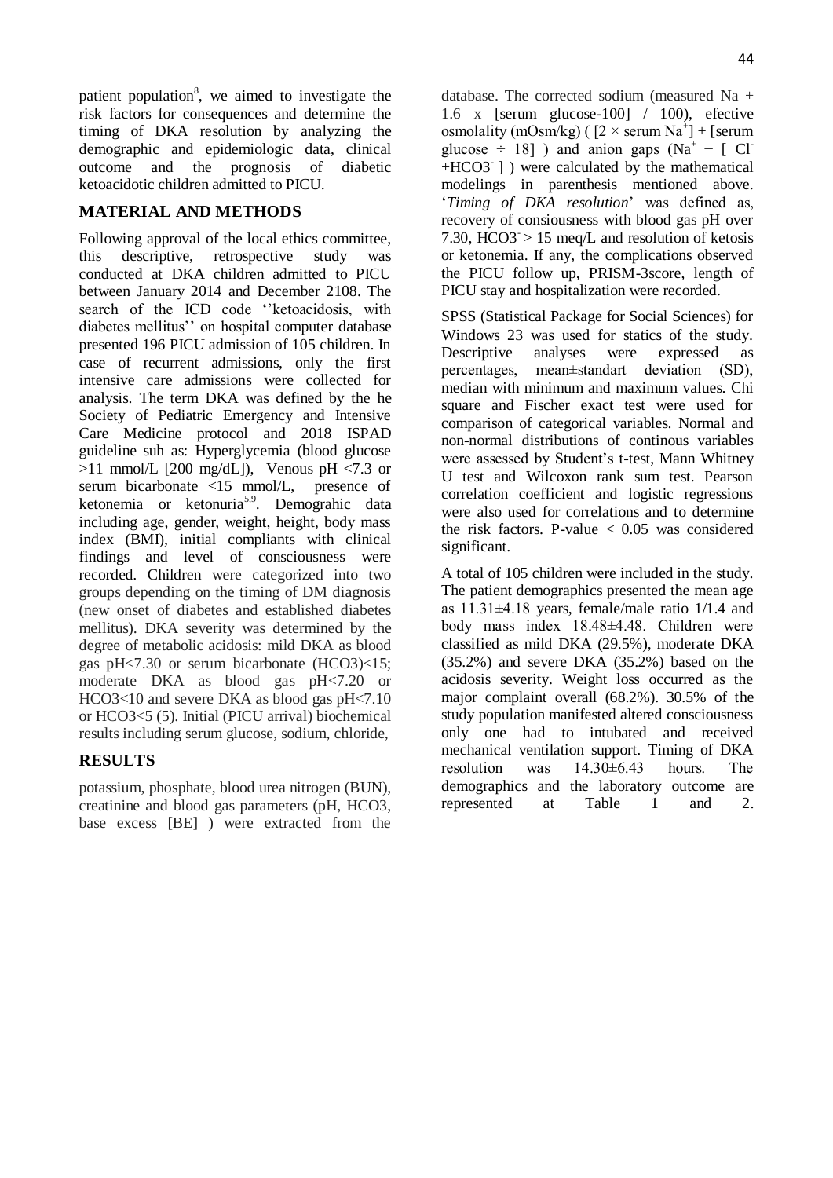patient population[8], we aimed to investigate the risk factors for consequences and determine the timing of DKA resolution by analyzing the demographic and epidemiologic data, clinical outcome and the prognosis of diabetic ketoacidotic children admitted to PICU.

## MATERIAL AND METHODS

Following approval of the local ethics committee, this descriptive, retrospective study was conducted at DKA children admitted to PICU between January 2014 and December 2108. The search of the ICD code ''ketoacidosis, with diabetes mellitus'' on hospital computer database presented 196 PICU admission of 105 children. In case of recurrent admissions, only the first intensive care admissions were collected for analysis. The term DKA was defined by the he Society of Pediatric Emergency and Intensive Care Medicine protocol and 2018 ISPAD guideline suh as: Hyperglycemia (blood glucose >11 mmol/L [200 mg/dL]), Venous pH <7.3 or serum bicarbonate <15 mmol/L, presence of ketonemia or ketonuria[5,9]. Demograhic data including age, gender, weight, height, body mass index (BMI), initial compliants with clinical findings and level of consciousness were recorded. Children were categorized into two groups depending on the timing of DM diagnosis (new onset of diabetes and established diabetes mellitus). DKA severity was determined by the degree of metabolic acidosis: mild DKA as blood gas pH<7.30 or serum bicarbonate (HCO3)<15; moderate DKA as blood gas pH<7.20 or HCO3<10 and severe DKA as blood gas pH<7.10 or HCO3<5 (5). Initial (PICU arrival) biochemical results including serum glucose, sodium, chloride, potassium, phosphate, blood urea nitrogen (BUN), creatinine and blood gas parameters (pH, HCO3, base excess [BE] ) were extracted from the database. The corrected sodium (measured Na + 1.6 x [serum glucose-100] / 100), efective osmolality (mOsm/kg) ( [2 × serum $Na^+$] + [serum glucose ÷ 18] ) and anion gaps ($Na^+$ − [ $Cl^-$ +$HCO3^-$ ] ) were calculated by the mathematical modelings in parenthesis mentioned above. '*Timing of DKA resolution*' was defined as, recovery of consiousness with blood gas pH over 7.30, $HCO3^-$ > 15 meq/L and resolution of ketosis or ketonemia. If any, the complications observed the PICU follow up, PRISM-3score, length of PICU stay and hospitalization were recorded.

SPSS (Statistical Package for Social Sciences) for Windows 23 was used for statics of the study. Descriptive analyses were expressed as percentages, mean±standart deviation (SD), median with minimum and maximum values. Chi square and Fischer exact test were used for comparison of categorical variables. Normal and non-normal distributions of continous variables were assessed by Student's t-test, Mann Whitney U test and Wilcoxon rank sum test. Pearson correlation coefficient and logistic regressions were also used for correlations and to determine the risk factors. P-value < 0.05 was considered significant.

## RESULTS

A total of 105 children were included in the study. The patient demographics presented the mean age as 11.31±4.18 years, female/male ratio 1/1.4 and body mass index 18.48±4.48. Children were classified as mild DKA (29.5%), moderate DKA (35.2%) and severe DKA (35.2%) based on the acidosis severity. Weight loss occurred as the major complaint overall (68.2%). 30.5% of the study population manifested altered consciousness only one had to intubated and received mechanical ventilation support. Timing of DKA resolution was 14.30±6.43 hours. The demographics and the laboratory outcome are represented at Table 1 and 2.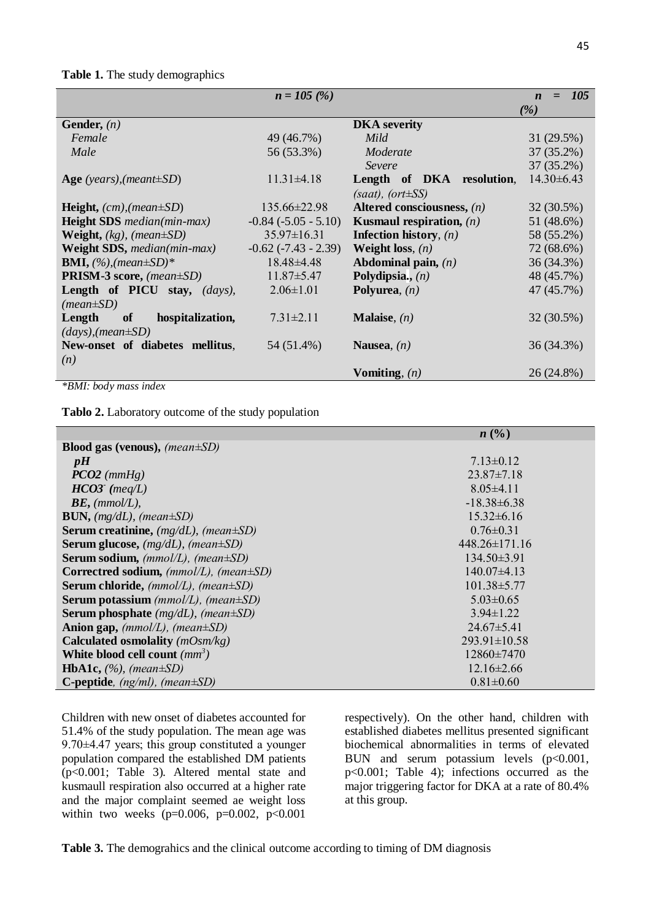**Table 1.** The study demographics

| | n = 105 (%) | | n = 105 (%) |
|---|---|---|---|
| **Gender,** *(n)* | | **DKA severity** | |
| *Female* | 49 (46.7%) | *Mild* | 31 (29.5%) |
| *Male* | 56 (53.3%) | *Moderate* | 37 (35.2%) |
| | | *Severe* | 37 (35.2%) |
| **Age** *(years),(meant±SD)* | 11.31±4.18 | **Length of DKA resolution,** *(saat), (ort±SS)* | 14.30±6.43 |
| **Height,** *(cm),(mean±SD)* | 135.66±22.98 | **Altered consciousness,** *(n)* | 32 (30.5%) |
| **Height SDS** *median(min-max)* | -0.84 (-5.05 - 5.10) | **Kusmaul respiration,** *(n)* | 51 (48.6%) |
| **Weight,** *(kg), (mean±SD)* | 35.97±16.31 | **Infection history**, *(n)* | 58 (55.2%) |
| **Weight SDS,** *median(min-max)* | -0.62 (-7.43 - 2.39) | **Weight loss**, *(n)* | 72 (68.6%) |
| **BMI,** *(%),(mean±SD)** | 18.48±4.48 | **Abdominal pain,** *(n)* | 36 (34.3%) |
| **PRISM-3 score,** *(mean±SD)* | 11.87±5.47 | **Polydipsia.**, *(n)* | 48 (45.7%) |
| **Length of PICU stay,** *(days), (mean±SD)* | 2.06±1.01 | **Polyurea**, *(n)* | 47 (45.7%) |
| **Length of hospitalization,** *(days),(mean±SD)* | 7.31±2.11 | **Malaise**, *(n)* | 32 (30.5%) |
| **New-onset of diabetes mellitus**, *(n)* | 54 (51.4%) | **Nausea**, *(n)* | 36 (34.3%) |
| | | **Vomiting**, *(n)* | 26 (24.8%) |

*BMI: body mass index

**Tablo 2.** Laboratory outcome of the study population

| | n (%) |
|---|---|
| **Blood gas (venous),** *(mean±SD)* | |
| ***pH*** | 7.13±0.12 |
| ***PCO2*** *(mmHg)* | 23.87±7.18 |
| ***HCO3***$^-$ ***(meq/L)*** | 8.05±4.11 |
| ***BE,*** *(mmol/L),* | -18.38±6.38 |
| **BUN,** *(mg/dL), (mean±SD)* | 15.32±6.16 |
| **Serum creatinine,** *(mg/dL), (mean±SD)* | 0.76±0.31 |
| **Serum glucose,** *(mg/dL), (mean±SD)* | 448.26±171.16 |
| **Serum sodium,** *(mmol/L), (mean±SD)* | 134.50±3.91 |
| **Correctred sodium,** *(mmol/L), (mean±SD)* | 140.07±4.13 |
| **Serum chloride,** *(mmol/L), (mean±SD)* | 101.38±5.77 |
| **Serum potassium** *(mmol/L), (mean±SD)* | 5.03±0.65 |
| **Serum phosphate** *(mg/dL), (mean±SD)* | 3.94±1.22 |
| **Anion gap,** *(mmol/L), (mean±SD)* | 24.67±5.41 |
| **Calculated osmolality** *(mOsm/kg)* | 293.91±10.58 |
| **White blood cell count** *(mm$^3$)* | 12860±7470 |
| **HbA1c,** *(%), (mean±SD)* | 12.16±2.66 |
| **C-peptide**, *(ng/ml), (mean±SD)* | 0.81±0.60 |

Children with new onset of diabetes accounted for 51.4% of the study population. The mean age was 9.70±4.47 years; this group constituted a younger population compared the established DM patients ($p<0.001$; Table 3). Altered mental state and kusmaull respiration also occurred at a higher rate and the major complaint seemed ae weight loss within two weeks ($p=0.006$, $p=0.002$, $p<0.001$ respectively). On the other hand, children with established diabetes mellitus presented significant biochemical abnormalities in terms of elevated BUN and serum potassium levels ($p<0.001$, $p<0.001$; Table 4); infections occurred as the major triggering factor for DKA at a rate of 80.4% at this group.

**Table 3.** The demograhics and the clinical outcome according to timing of DM diagnosis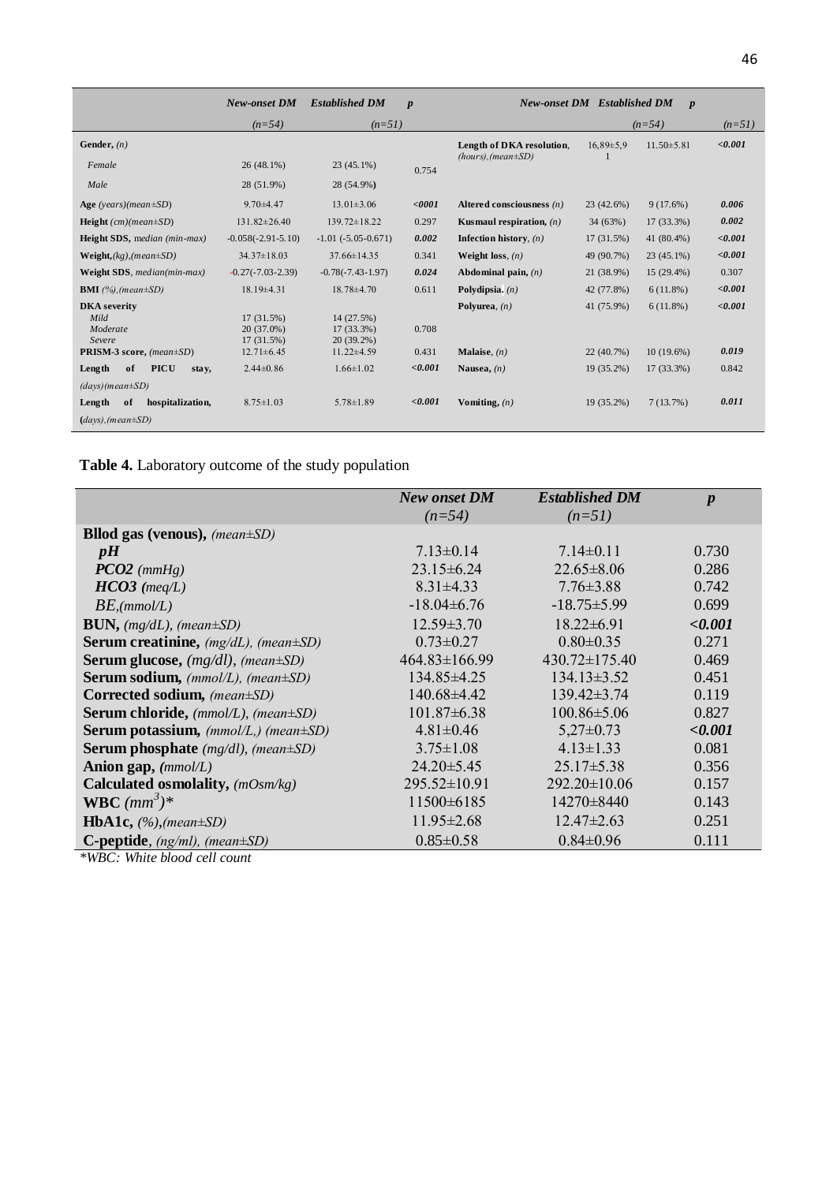| | New-onset DM | Established DM | p | | New-onset DM | Established DM | p |
|---|---|---|---|---|---|---|---|
| | (n=54) | (n=51) | | | (n=54) | (n=51) | |
| **Gender,** *(n)* | | | | **Length of DKA resolution,** *(hours),(mean±SD)* | 16,89±5,91 | 11.50±5.81 | ***<0.001*** |
| *Female* | 26 (48.1%) | 23 (45.1%) | 0.754 | | | | |
| *Male* | 28 (51.9%) | 28 (54.9%) | | | | | |
| **Age** *(years)(mean±SD)* | 9.70±4.47 | 13.01±3.06 | ***<0001*** | **Altered consciousness** *(n)* | 23 (42.6%) | 9 (17.6%) | ***0.006*** |
| **Height** *(cm)(mean±SD)* | 131.82±26.40 | 139.72±18.22 | 0.297 | **Kusmaul respiration,** *(n)* | 34 (63%) | 17 (33.3%) | ***0.002*** |
| **Height SDS,** *median (min-max)* | -0.058(-2.91-5.10) | -1.01 (-5.05-0.671) | ***0.002*** | **Infection history,** *(n)* | 17 (31.5%) | 41 (80.4%) | ***<0.001*** |
| **Weight,** *(kg),(mean±SD)* | 34.37±18.03 | 37.66±14.35 | 0.341 | **Weight loss,** *(n)* | 49 (90.7%) | 23 (45.1%) | ***<0.001*** |
| **Weight SDS,** *median(min-max)* | -0.27(-7.03-2.39) | -0.78(-7.43-1.97) | ***0.024*** | **Abdominal pain,** *(n)* | 21 (38.9%) | 15 (29.4%) | 0.307 |
| **BMI** *(%),(mean±SD)* | 18.19±4.31 | 18.78±4.70 | 0.611 | **Polydipsia.** *(n)* | 42 (77.8%) | 6 (11.8%) | ***<0.001*** |
| **DKA severity** | | | | **Polyurea,** *(n)* | 41 (75.9%) | 6 (11.8%) | ***<0.001*** |
| *Mild* | 17 (31.5%) | 14 (27.5%) | | | | | |
| *Moderate* | 20 (37.0%) | 17 (33.3%) | 0.708 | | | | |
| *Severe* | 17 (31.5%) | 20 (39.2%) | | | | | |
| **PRISM-3 score,** *(mean±SD)* | 12.71±6.45 | 11.22±4.59 | 0.431 | **Malaise,** *(n)* | 22 (40.7%) | 10 (19.6%) | ***0.019*** |
| **Length of PICU stay,** *(days)(mean±SD)* | 2.44±0.86 | 1.66±1.02 | ***<0.001*** | **Nausea,** *(n)* | 19 (35.2%) | 17 (33.3%) | 0.842 |
| **Length of hospitalization,** *(days),(mean±SD)* | 8.75±1.03 | 5.78±1.89 | ***<0.001*** | **Vomiting,** *(n)* | 19 (35.2%) | 7 (13.7%) | ***0.011*** |

**Table 4.** Laboratory outcome of the study population

| | *New onset DM* *(n=54)* | *Established DM* *(n=51)* | *p* |
|---|---|---|---|
| **Bllod gas (venous),** *(mean±SD)* | | | |
| ***pH*** | 7.13±0.14 | 7.14±0.11 | 0.730 |
| ***PCO2*** *(mmHg)* | 23.15±6.24 | 22.65±8.06 | 0.286 |
| ***HCO3*** *(meq/L)* | 8.31±4.33 | 7.76±3.88 | 0.742 |
| *BE,(mmol/L)* | -18.04±6.76 | -18.75±5.99 | 0.699 |
| **BUN,** *(mg/dL), (mean±SD)* | 12.59±3.70 | 18.22±6.91 | ***<0.001*** |
| **Serum creatinine,** *(mg/dL), (mean±SD)* | 0.73±0.27 | 0.80±0.35 | 0.271 |
| **Serum glucose,** *(mg/dl), (mean±SD)* | 464.83±166.99 | 430.72±175.40 | 0.469 |
| **Serum sodium,** *(mmol/L), (mean±SD)* | 134.85±4.25 | 134.13±3.52 | 0.451 |
| **Corrected sodium,** *(mean±SD)* | 140.68±4.42 | 139.42±3.74 | 0.119 |
| **Serum chloride,** *(mmol/L), (mean±SD)* | 101.87±6.38 | 100.86±5.06 | 0.827 |
| **Serum potassium,** *(mmol/L,) (mean±SD)* | 4.81±0.46 | 5,27±0.73 | ***<0.001*** |
| **Serum phosphate** *(mg/dl), (mean±SD)* | 3.75±1.08 | 4.13±1.33 | 0.081 |
| **Anion gap,** *(mmol/L)* | 24.20±5.45 | 25.17±5.38 | 0.356 |
| **Calculated osmolality,** *(mOsm/kg)* | 295.52±10.91 | 292.20±10.06 | 0.157 |
| **WBC** $(mm^3)$* | 11500±6185 | 14270±8440 | 0.143 |
| **HbA1c,** *(%),(mean±SD)* | 11.95±2.68 | 12.47±2.63 | 0.251 |
| **C-peptide**, *(ng/ml), (mean±SD)* | 0.85±0.58 | 0.84±0.96 | 0.111 |

**WBC: White blood cell count*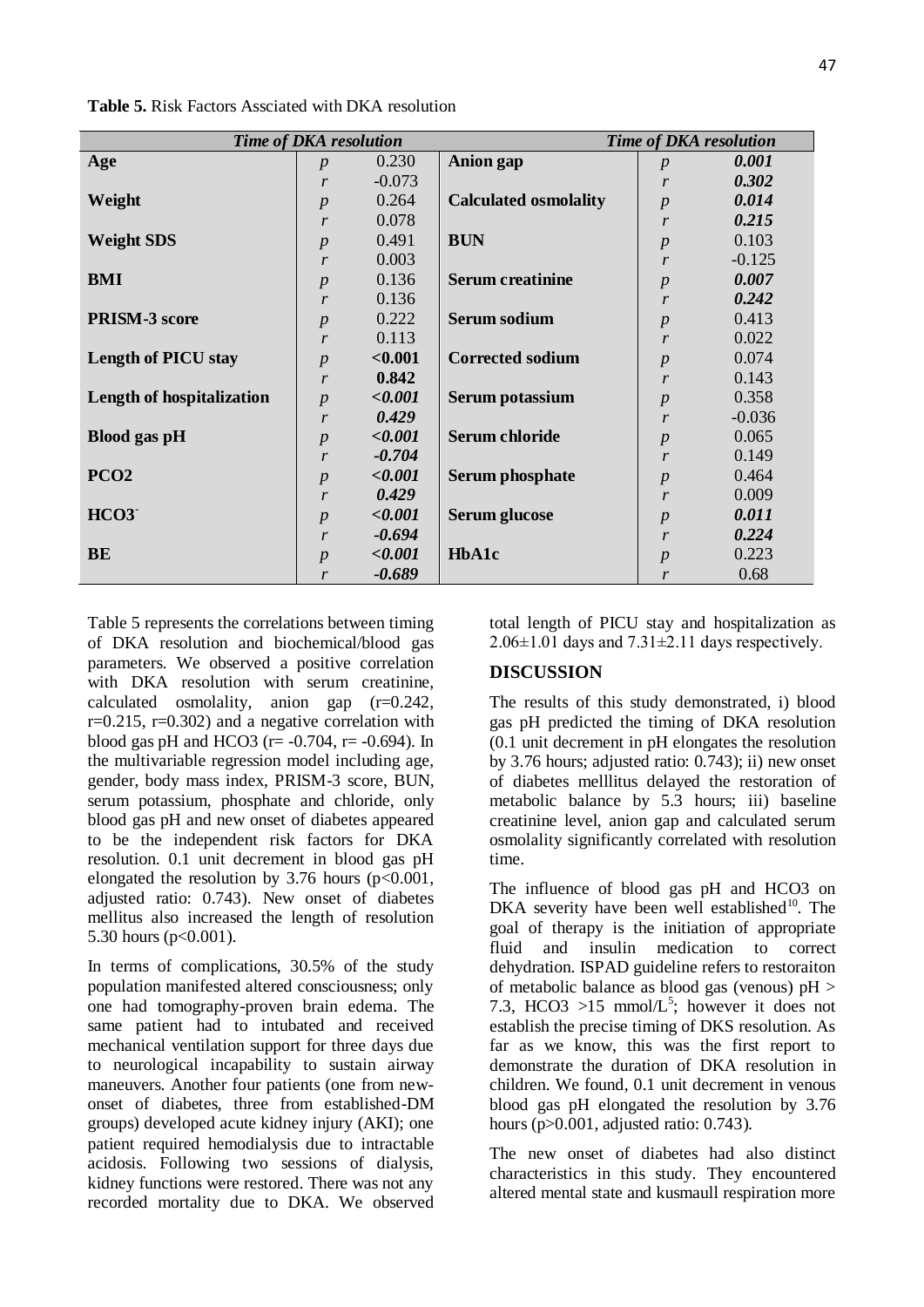**Table 5.** Risk Factors Assciated with DKA resolution

| *Time of DKA resolution* | | | | *Time of DKA resolution* | |
|---|---|---|---|---|---|
| **Age** | *p* | 0.230 | **Anion gap** | *p* | ***0.001*** |
| | *r* | -0.073 | | *r* | ***0.302*** |
| **Weight** | *p* | 0.264 | **Calculated osmolality** | *p* | ***0.014*** |
| | *r* | 0.078 | | *r* | ***0.215*** |
| **Weight SDS** | *p* | 0.491 | **BUN** | *p* | 0.103 |
| | *r* | 0.003 | | *r* | -0.125 |
| **BMI** | *p* | 0.136 | **Serum creatinine** | *p* | ***0.007*** |
| | *r* | 0.136 | | *r* | ***0.242*** |
| **PRISM-3 score** | *p* | 0.222 | **Serum sodium** | *p* | 0.413 |
| | *r* | 0.113 | | *r* | 0.022 |
| **Length of PICU stay** | *p* | **<0.001** | **Corrected sodium** | *p* | 0.074 |
| | *r* | **0.842** | | *r* | 0.143 |
| **Length of hospitalization** | *p* | ***<0.001*** | **Serum potassium** | *p* | 0.358 |
| | *r* | ***0.429*** | | *r* | -0.036 |
| **Blood gas pH** | *p* | ***<0.001*** | **Serum chloride** | *p* | 0.065 |
| | *r* | ***-0.704*** | | *r* | 0.149 |
| **PCO2** | *p* | ***<0.001*** | **Serum phosphate** | *p* | 0.464 |
| | *r* | ***0.429*** | | *r* | 0.009 |
| **$HCO_3^-$** | *p* | ***<0.001*** | **Serum glucose** | *p* | ***0.011*** |
| | *r* | ***-0.694*** | | *r* | ***0.224*** |
| **BE** | *p* | ***<0.001*** | **HbA1c** | *p* | 0.223 |
| | *r* | ***-0.689*** | | *r* | 0.68 |

Table 5 represents the correlations between timing of DKA resolution and biochemical/blood gas parameters. We observed a positive correlation with DKA resolution with serum creatinine, calculated osmolality, anion gap (r=0.242, r=0.215, r=0.302) and a negative correlation with blood gas pH and HCO3 (r= -0.704, r= -0.694). In the multivariable regression model including age, gender, body mass index, PRISM-3 score, BUN, serum potassium, phosphate and chloride, only blood gas pH and new onset of diabetes appeared to be the independent risk factors for DKA resolution. 0.1 unit decrement in blood gas pH elongated the resolution by 3.76 hours ($p<0.001$, adjusted ratio: 0.743). New onset of diabetes mellitus also increased the length of resolution 5.30 hours ($p<0.001$).

In terms of complications, 30.5% of the study population manifested altered consciousness; only one had tomography-proven brain edema. The same patient had to intubated and received mechanical ventilation support for three days due to neurological incapability to sustain airway maneuvers. Another four patients (one from new-onset of diabetes, three from established-DM groups) developed acute kidney injury (AKI); one patient required hemodialysis due to intractable acidosis. Following two sessions of dialysis, kidney functions were restored. There was not any recorded mortality due to DKA. We observed total length of PICU stay and hospitalization as 2.06±1.01 days and 7.31±2.11 days respectively.

## DISCUSSION

The results of this study demonstrated, i) blood gas pH predicted the timing of DKA resolution (0.1 unit decrement in pH elongates the resolution by 3.76 hours; adjusted ratio: 0.743); ii) new onset of diabetes melllitus delayed the restoration of metabolic balance by 5.3 hours; iii) baseline creatinine level, anion gap and calculated serum osmolality significantly correlated with resolution time.

The influence of blood gas pH and HCO3 on DKA severity have been well established[10]. The goal of therapy is the initiation of appropriate fluid and insulin medication to correct dehydration. ISPAD guideline refers to restoraiton of metabolic balance as blood gas (venous) pH > 7.3, HCO3 >15 mmol/L[5]; however it does not establish the precise timing of DKS resolution. As far as we know, this was the first report to demonstrate the duration of DKA resolution in children. We found, 0.1 unit decrement in venous blood gas pH elongated the resolution by 3.76 hours ($p>0.001$, adjusted ratio: 0.743).

The new onset of diabetes had also distinct characteristics in this study. They encountered altered mental state and kusmaull respiration more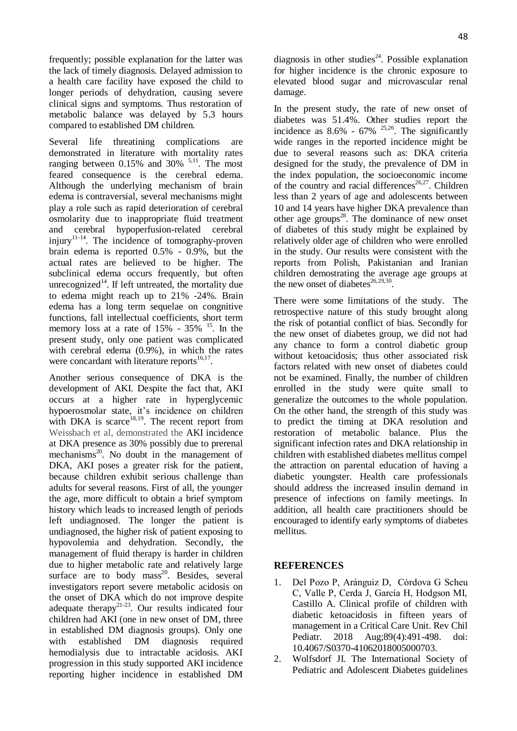frequently; possible explanation for the latter was the lack of timely diagnosis. Delayed admission to a health care facility have exposed the child to longer periods of dehydration, causing severe clinical signs and symptoms. Thus restoration of metabolic balance was delayed by 5.3 hours compared to established DM children.

Several life threatining complications are demonstrated in literature with mortality rates ranging between 0.15% and 30% [5,11]. The most feared consequence is the cerebral edema. Although the underlying mechanism of brain edema is contraversial, several mechanisms might play a role such as rapid deterioration of cerebral osmolarity due to inappropriate fluid treatment and cerebral hypoperfusion-related cerebral injury[11-14]. The incidence of tomography-proven brain edema is reported 0.5% - 0.9%, but the actual rates are believed to be higher. The subclinical edema occurs frequently, but often unrecognized[14]. If left untreated, the mortality due to edema might reach up to 21% -24%. Brain edema has a long term sequelae on congnitive functions, fall intellectual coefficients, short term memory loss at a rate of 15% - 35% [15]. In the present study, only one patient was complicated with cerebral edema (0.9%), in which the rates were concardant with literature reports[16,17].

Another serious consequence of DKA is the development of AKI. Despite the fact that, AKI occurs at a higher rate in hyperglycemic hypoerosmolar state, it's incidence on children with DKA is scarce[18,19]. The recent report from Weissbach et al, demonstrated the AKI incidence at DKA presence as 30% possibly due to prerenal mechanisms[20]. No doubt in the management of DKA, AKI poses a greater risk for the patient, because children exhibit serious challenge than adults for several reasons. First of all, the younger the age, more difficult to obtain a brief symptom history which leads to increased length of periods left undiagnosed. The longer the patient is undiagnosed, the higher risk of patient exposing to hypovolemia and dehydration. Secondly, the management of fluid therapy is harder in children due to higher metabolic rate and relatively large surface are to body mass[20]. Besides, several investigators report severe metabolic acidosis on the onset of DKA which do not improve despite adequate therapy[21-23]. Our results indicated four children had AKI (one in new onset of DM, three in established DM diagnosis groups). Only one with established DM diagnosis required hemodialysis due to intractable acidosis. AKI progression in this study supported AKI incidence reporting higher incidence in established DM diagnosis in other studies[24]. Possible explanation for higher incidence is the chronic exposure to elevated blood sugar and microvascular renal damage.

In the present study, the rate of new onset of diabetes was 51.4%. Other studies report the incidence as 8.6% - 67% [25,26]. The significantly wide ranges in the reported incidence might be due to several reasons such as: DKA criteria designed for the study, the prevalence of DM in the index population, the socioeconomic income of the country and racial differences[26,27]. Children less than 2 years of age and adolescents between 10 and 14 years have higher DKA prevalence than other age groups[28]. The dominance of new onset of diabetes of this study might be explained by relatively older age of children who were enrolled in the study. Our results were consistent with the reports from Polish, Pakistanian and Iranian children demostrating the average age groups at the new onset of diabetes[26,29,30].

There were some limitations of the study. The retrospective nature of this study brought along the risk of potantial conflict of bias. Secondly for the new onset of diabetes group, we did not had any chance to form a control diabetic group without ketoacidosis; thus other associated risk factors related with new onset of diabetes could not be examined. Finally, the number of children enrolled in the study were quite small to generalize the outcomes to the whole population. On the other hand, the strength of this study was to predict the timing at DKA resolution and restoration of metabolic balance. Plus the significant infection rates and DKA relationship in children with established diabetes mellitus compel the attraction on parental education of having a diabetic youngster. Health care professionals should address the increased insulin demand in presence of infections on family meetings. In addition, all health care practitioners should be encouraged to identify early symptoms of diabetes mellitus.

## REFERENCES

1. Del Pozo P, Aránguiz D, Córdova G Scheu C, Valle P, Cerda J, García H, Hodgson MI, Castillo A. Clinical profile of children with diabetic ketoacidosis in fifteen years of management in a Critical Care Unit. Rev Chil Pediatr. 2018 Aug;89(4):491-498. doi: 10.4067/S0370-41062018005000703.
2. Wolfsdorf JI. The International Society of Pediatric and Adolescent Diabetes guidelines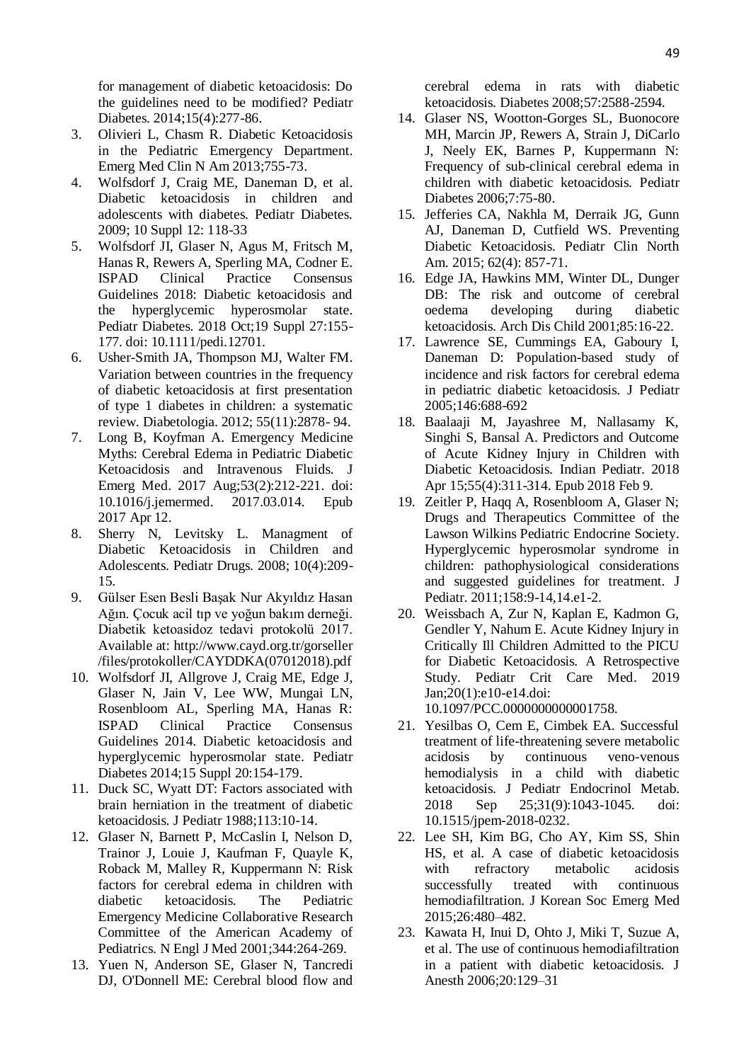for management of diabetic ketoacidosis: Do the guidelines need to be modified? Pediatr Diabetes. 2014;15(4):277-86.

3. Olivieri L, Chasm R. Diabetic Ketoacidosis in the Pediatric Emergency Department. Emerg Med Clin N Am 2013;755-73.
4. Wolfsdorf J, Craig ME, Daneman D, et al. Diabetic ketoacidosis in children and adolescents with diabetes. Pediatr Diabetes. 2009; 10 Suppl 12: 118-33
5. Wolfsdorf JI, Glaser N, Agus M, Fritsch M, Hanas R, Rewers A, Sperling MA, Codner E. ISPAD Clinical Practice Consensus Guidelines 2018: Diabetic ketoacidosis and the hyperglycemic hyperosmolar state. Pediatr Diabetes. 2018 Oct;19 Suppl 27:155-177. doi: 10.1111/pedi.12701.
6. Usher-Smith JA, Thompson MJ, Walter FM. Variation between countries in the frequency of diabetic ketoacidosis at first presentation of type 1 diabetes in children: a systematic review. Diabetologia. 2012; 55(11):2878- 94.
7. Long B, Koyfman A. Emergency Medicine Myths: Cerebral Edema in Pediatric Diabetic Ketoacidosis and Intravenous Fluids. J Emerg Med. 2017 Aug;53(2):212-221. doi: 10.1016/j.jemermed. 2017.03.014. Epub 2017 Apr 12.
8. Sherry N, Levitsky L. Managment of Diabetic Ketoacidosis in Children and Adolescents. Pediatr Drugs. 2008; 10(4):209-15.
9. Gülser Esen Besli Başak Nur Akyıldız Hasan Ağın. Çocuk acil tıp ve yoğun bakım derneği. Diabetik ketoasidoz tedavi protokolü 2017. Available at: http://www.cayd.org.tr/gorseller/files/protokoller/CAYDDKA(07012018).pdf
10. Wolfsdorf JI, Allgrove J, Craig ME, Edge J, Glaser N, Jain V, Lee WW, Mungai LN, Rosenbloom AL, Sperling MA, Hanas R: ISPAD Clinical Practice Consensus Guidelines 2014. Diabetic ketoacidosis and hyperglycemic hyperosmolar state. Pediatr Diabetes 2014;15 Suppl 20:154-179.
11. Duck SC, Wyatt DT: Factors associated with brain herniation in the treatment of diabetic ketoacidosis. J Pediatr 1988;113:10-14.
12. Glaser N, Barnett P, McCaslin I, Nelson D, Trainor J, Louie J, Kaufman F, Quayle K, Roback M, Malley R, Kuppermann N: Risk factors for cerebral edema in children with diabetic ketoacidosis. The Pediatric Emergency Medicine Collaborative Research Committee of the American Academy of Pediatrics. N Engl J Med 2001;344:264-269.
13. Yuen N, Anderson SE, Glaser N, Tancredi DJ, O'Donnell ME: Cerebral blood flow and cerebral edema in rats with diabetic ketoacidosis. Diabetes 2008;57:2588-2594.
14. Glaser NS, Wootton-Gorges SL, Buonocore MH, Marcin JP, Rewers A, Strain J, DiCarlo J, Neely EK, Barnes P, Kuppermann N: Frequency of sub-clinical cerebral edema in children with diabetic ketoacidosis. Pediatr Diabetes 2006;7:75-80.
15. Jefferies CA, Nakhla M, Derraik JG, Gunn AJ, Daneman D, Cutfield WS. Preventing Diabetic Ketoacidosis. Pediatr Clin North Am. 2015; 62(4): 857-71.
16. Edge JA, Hawkins MM, Winter DL, Dunger DB: The risk and outcome of cerebral oedema developing during diabetic ketoacidosis. Arch Dis Child 2001;85:16-22.
17. Lawrence SE, Cummings EA, Gaboury I, Daneman D: Population-based study of incidence and risk factors for cerebral edema in pediatric diabetic ketoacidosis. J Pediatr 2005;146:688-692
18. Baalaaji M, Jayashree M, Nallasamy K, Singhi S, Bansal A. Predictors and Outcome of Acute Kidney Injury in Children with Diabetic Ketoacidosis. Indian Pediatr. 2018 Apr 15;55(4):311-314. Epub 2018 Feb 9.
19. Zeitler P, Haqq A, Rosenbloom A, Glaser N; Drugs and Therapeutics Committee of the Lawson Wilkins Pediatric Endocrine Society. Hyperglycemic hyperosmolar syndrome in children: pathophysiological considerations and suggested guidelines for treatment. J Pediatr. 2011;158:9-14,14.e1-2.
20. Weissbach A, Zur N, Kaplan E, Kadmon G, Gendler Y, Nahum E. Acute Kidney Injury in Critically Ill Children Admitted to the PICU for Diabetic Ketoacidosis. A Retrospective Study. Pediatr Crit Care Med. 2019 Jan;20(1):e10-e14.doi: 10.1097/PCC.0000000000001758.
21. Yesilbas O, Cem E, Cimbek EA. Successful treatment of life-threatening severe metabolic acidosis by continuous veno-venous hemodialysis in a child with diabetic ketoacidosis. J Pediatr Endocrinol Metab. 2018 Sep 25;31(9):1043-1045. doi: 10.1515/jpem-2018-0232.
22. Lee SH, Kim BG, Cho AY, Kim SS, Shin HS, et al. A case of diabetic ketoacidosis with refractory metabolic acidosis successfully treated with continuous hemodiafiltration. J Korean Soc Emerg Med 2015;26:480–482.
23. Kawata H, Inui D, Ohto J, Miki T, Suzue A, et al. The use of continuous hemodiafiltration in a patient with diabetic ketoacidosis. J Anesth 2006;20:129–31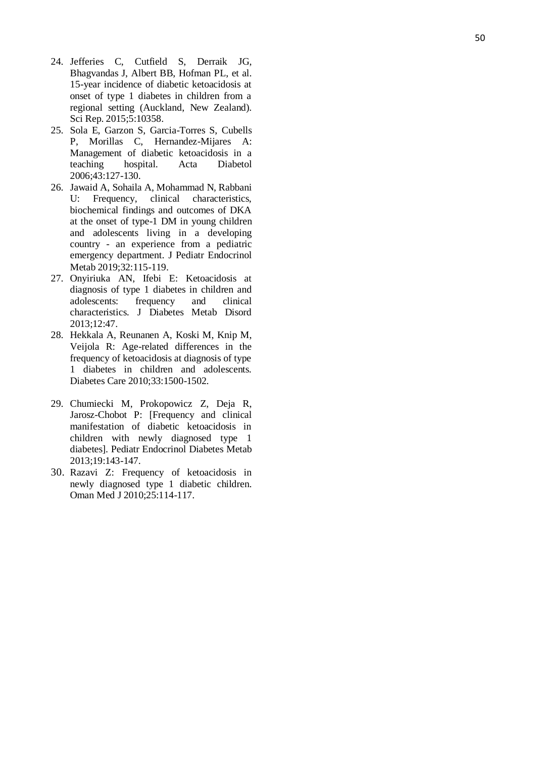24. Jefferies C, Cutfield S, Derraik JG, Bhagvandas J, Albert BB, Hofman PL, et al. 15-year incidence of diabetic ketoacidosis at onset of type 1 diabetes in children from a regional setting (Auckland, New Zealand). Sci Rep. 2015;5:10358.
25. Sola E, Garzon S, Garcia-Torres S, Cubells P, Morillas C, Hernandez-Mijares A: Management of diabetic ketoacidosis in a teaching hospital. Acta Diabetol 2006;43:127-130.
26. Jawaid A, Sohaila A, Mohammad N, Rabbani U: Frequency, clinical characteristics, biochemical findings and outcomes of DKA at the onset of type-1 DM in young children and adolescents living in a developing country - an experience from a pediatric emergency department. J Pediatr Endocrinol Metab 2019;32:115-119.
27. Onyiriuka AN, Ifebi E: Ketoacidosis at diagnosis of type 1 diabetes in children and adolescents: frequency and clinical characteristics. J Diabetes Metab Disord 2013;12:47.
28. Hekkala A, Reunanen A, Koski M, Knip M, Veijola R: Age-related differences in the frequency of ketoacidosis at diagnosis of type 1 diabetes in children and adolescents. Diabetes Care 2010;33:1500-1502.
29. Chumiecki M, Prokopowicz Z, Deja R, Jarosz-Chobot P: [Frequency and clinical manifestation of diabetic ketoacidosis in children with newly diagnosed type 1 diabetes]. Pediatr Endocrinol Diabetes Metab 2013;19:143-147.
30. Razavi Z: Frequency of ketoacidosis in newly diagnosed type 1 diabetic children. Oman Med J 2010;25:114-117.